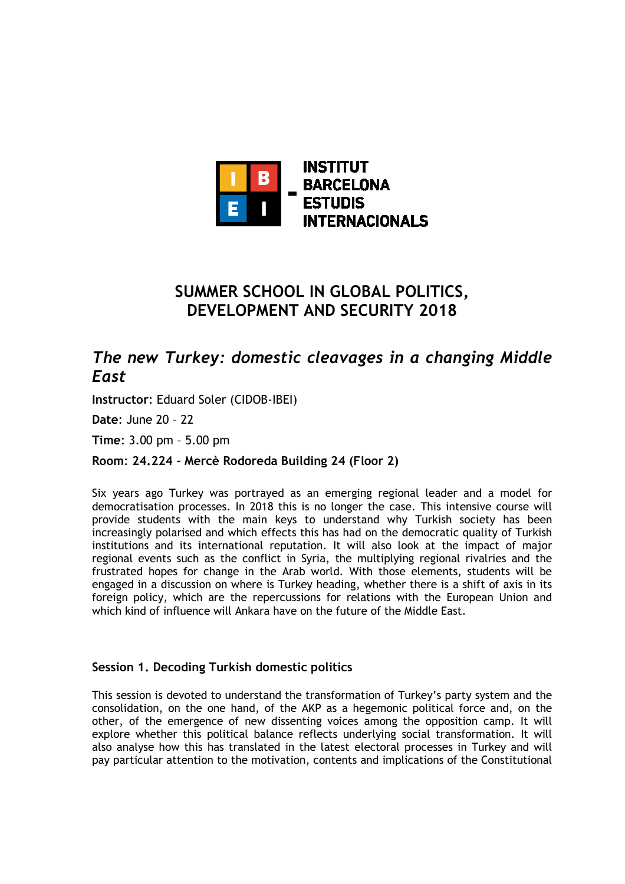INSTITUT BARCELONA ESTUDIS INTERNACIONALS

# SUMMER SCHOOL IN GLOBAL POLITICS, DEVELOPMENT AND SECURITY 2018

## *The new Turkey: domestic cleavages in a changing Middle East*

**Instructor**: Eduard Soler (CIDOB-IBEI)

**Date**: June 20 – 22

**Time**: 3.00 pm – 5.00 pm

**Room: 24.224 - Mercè Rodoreda Building 24 (Floor 2)**

Six years ago Turkey was portrayed as an emerging regional leader and a model for democratisation processes. In 2018 this is no longer the case. This intensive course will provide students with the main keys to understand why Turkish society has been increasingly polarised and which effects this has had on the democratic quality of Turkish institutions and its international reputation. It will also look at the impact of major regional events such as the conflict in Syria, the multiplying regional rivalries and the frustrated hopes for change in the Arab world. With those elements, students will be engaged in a discussion on where is Turkey heading, whether there is a shift of axis in its foreign policy, which are the repercussions for relations with the European Union and which kind of influence will Ankara have on the future of the Middle East.

### Session 1. Decoding Turkish domestic politics

This session is devoted to understand the transformation of Turkey's party system and the consolidation, on the one hand, of the AKP as a hegemonic political force and, on the other, of the emergence of new dissenting voices among the opposition camp. It will explore whether this political balance reflects underlying social transformation. It will also analyse how this has translated in the latest electoral processes in Turkey and will pay particular attention to the motivation, contents and implications of the Constitutional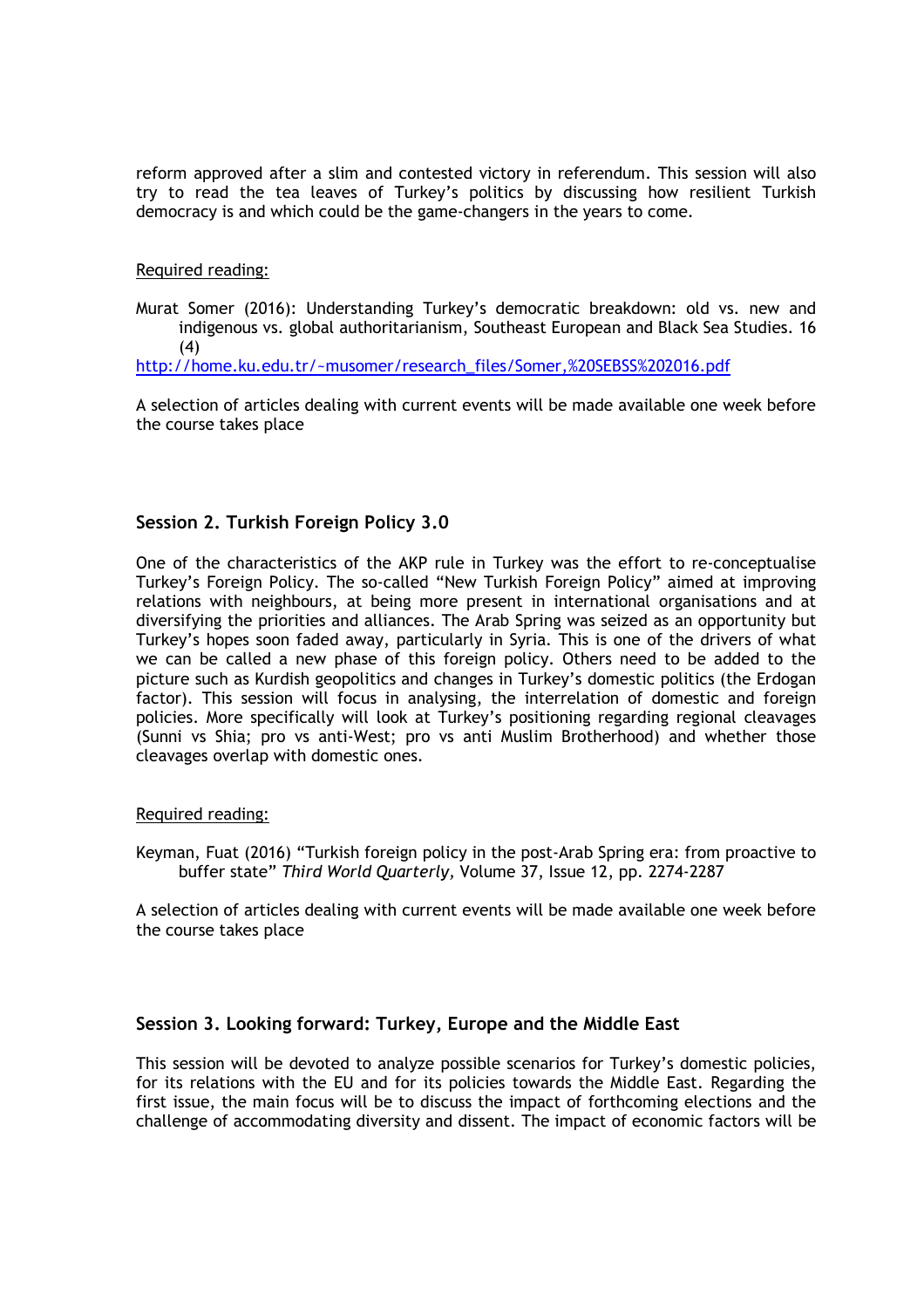reform approved after a slim and contested victory in referendum. This session will also try to read the tea leaves of Turkey's politics by discussing how resilient Turkish democracy is and which could be the game-changers in the years to come.

Required reading:

Murat Somer (2016): Understanding Turkey's democratic breakdown: old vs. new and indigenous vs. global authoritarianism, Southeast European and Black Sea Studies. 16 (4)
http://home.ku.edu.tr/~musomer/research_files/Somer,%20SEBSS%202016.pdf

A selection of articles dealing with current events will be made available one week before the course takes place

### Session 2. Turkish Foreign Policy 3.0

One of the characteristics of the AKP rule in Turkey was the effort to re-conceptualise Turkey's Foreign Policy. The so-called "New Turkish Foreign Policy" aimed at improving relations with neighbours, at being more present in international organisations and at diversifying the priorities and alliances. The Arab Spring was seized as an opportunity but Turkey's hopes soon faded away, particularly in Syria. This is one of the drivers of what we can be called a new phase of this foreign policy. Others need to be added to the picture such as Kurdish geopolitics and changes in Turkey's domestic politics (the Erdogan factor). This session will focus in analysing, the interrelation of domestic and foreign policies. More specifically will look at Turkey's positioning regarding regional cleavages (Sunni vs Shia; pro vs anti-West; pro vs anti Muslim Brotherhood) and whether those cleavages overlap with domestic ones.

Required reading:

Keyman, Fuat (2016) "Turkish foreign policy in the post-Arab Spring era: from proactive to buffer state" *Third World Quarterly*, Volume 37, Issue 12, pp. 2274-2287

A selection of articles dealing with current events will be made available one week before the course takes place

### Session 3. Looking forward: Turkey, Europe and the Middle East

This session will be devoted to analyze possible scenarios for Turkey's domestic policies, for its relations with the EU and for its policies towards the Middle East. Regarding the first issue, the main focus will be to discuss the impact of forthcoming elections and the challenge of accommodating diversity and dissent. The impact of economic factors will be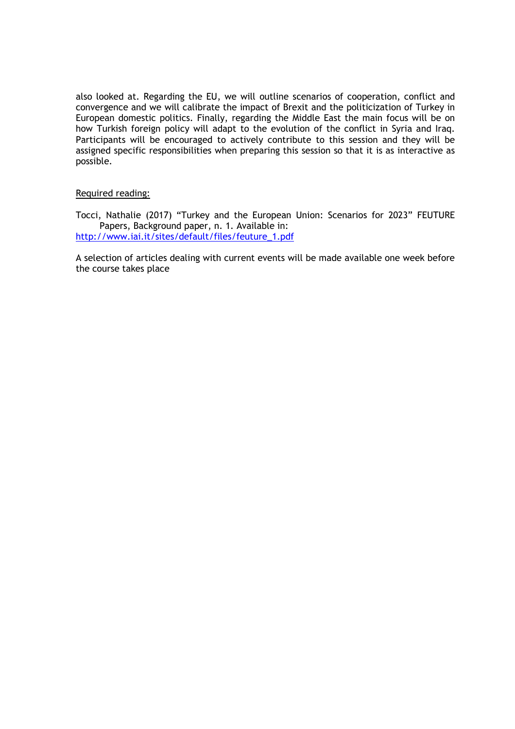also looked at. Regarding the EU, we will outline scenarios of cooperation, conflict and convergence and we will calibrate the impact of Brexit and the politicization of Turkey in European domestic politics. Finally, regarding the Middle East the main focus will be on how Turkish foreign policy will adapt to the evolution of the conflict in Syria and Iraq. Participants will be encouraged to actively contribute to this session and they will be assigned specific responsibilities when preparing this session so that it is as interactive as possible.

<u>Required reading:</u>

Tocci, Nathalie (2017) "Turkey and the European Union: Scenarios for 2023" FEUTURE Papers, Background paper, n. 1. Available in: http://www.iai.it/sites/default/files/feuture_1.pdf

A selection of articles dealing with current events will be made available one week before the course takes place